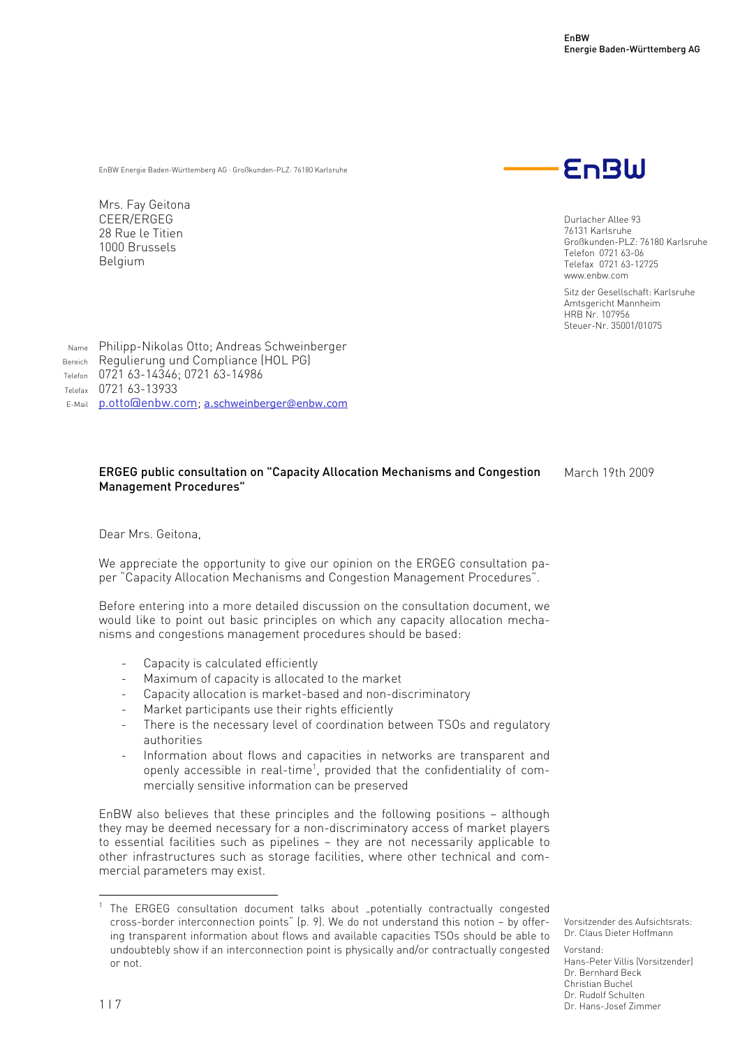EnBW
Energie Baden-Württemberg AG

EnBW Energie Baden-Württemberg AG · Großkunden-PLZ: 76180 Karlsruhe

Mrs. Fay Geitona
CEER/ERGEG
28 Rue le Titien
1000 Brussels
Belgium

Durlacher Allee 93
76131 Karlsruhe
Großkunden-PLZ: 76180 Karlsruhe
Telefon 0721 63-06
Telefax 0721 63-12725
www.enbw.com

Sitz der Gesellschaft: Karlsruhe
Amtsgericht Mannheim
HRB Nr. 107956
Steuer-Nr. 35001/01075

Name Philipp-Nikolas Otto; Andreas Schweinberger
Bereich Regulierung und Compliance (HOL PG)
Telefon 0721 63-14346; 0721 63-14986
Telefax 0721 63-13933
E-Mail p.otto@enbw.com; a.schweinberger@enbw.com

**ERGEG public consultation on "Capacity Allocation Mechanisms and Congestion Management Procedures"**

March 19th 2009

Dear Mrs. Geitona,

We appreciate the opportunity to give our opinion on the ERGEG consultation paper "Capacity Allocation Mechanisms and Congestion Management Procedures".

Before entering into a more detailed discussion on the consultation document, we would like to point out basic principles on which any capacity allocation mechanisms and congestions management procedures should be based:

- Capacity is calculated efficiently
- Maximum of capacity is allocated to the market
- Capacity allocation is market-based and non-discriminatory
- Market participants use their rights efficiently
- There is the necessary level of coordination between TSOs and regulatory authorities
- Information about flows and capacities in networks are transparent and openly accessible in real-time[1], provided that the confidentiality of commercially sensitive information can be preserved

EnBW also believes that these principles and the following positions – although they may be deemed necessary for a non-discriminatory access of market players to essential facilities such as pipelines – they are not necessarily applicable to other infrastructures such as storage facilities, where other technical and commercial parameters may exist.

[1] The ERGEG consultation document talks about „potentially contractually congested cross-border interconnection points" (p. 9). We do not understand this notion – by offering transparent information about flows and available capacities TSOs should be able to undoubtebly show if an interconnection point is physically and/or contractually congested or not.

Vorsitzender des Aufsichtsrats:
Dr. Claus Dieter Hoffmann

Vorstand:
Hans-Peter Villis (Vorsitzender)
Dr. Bernhard Beck
Christian Buchel
Dr. Rudolf Schulten
Dr. Hans-Josef Zimmer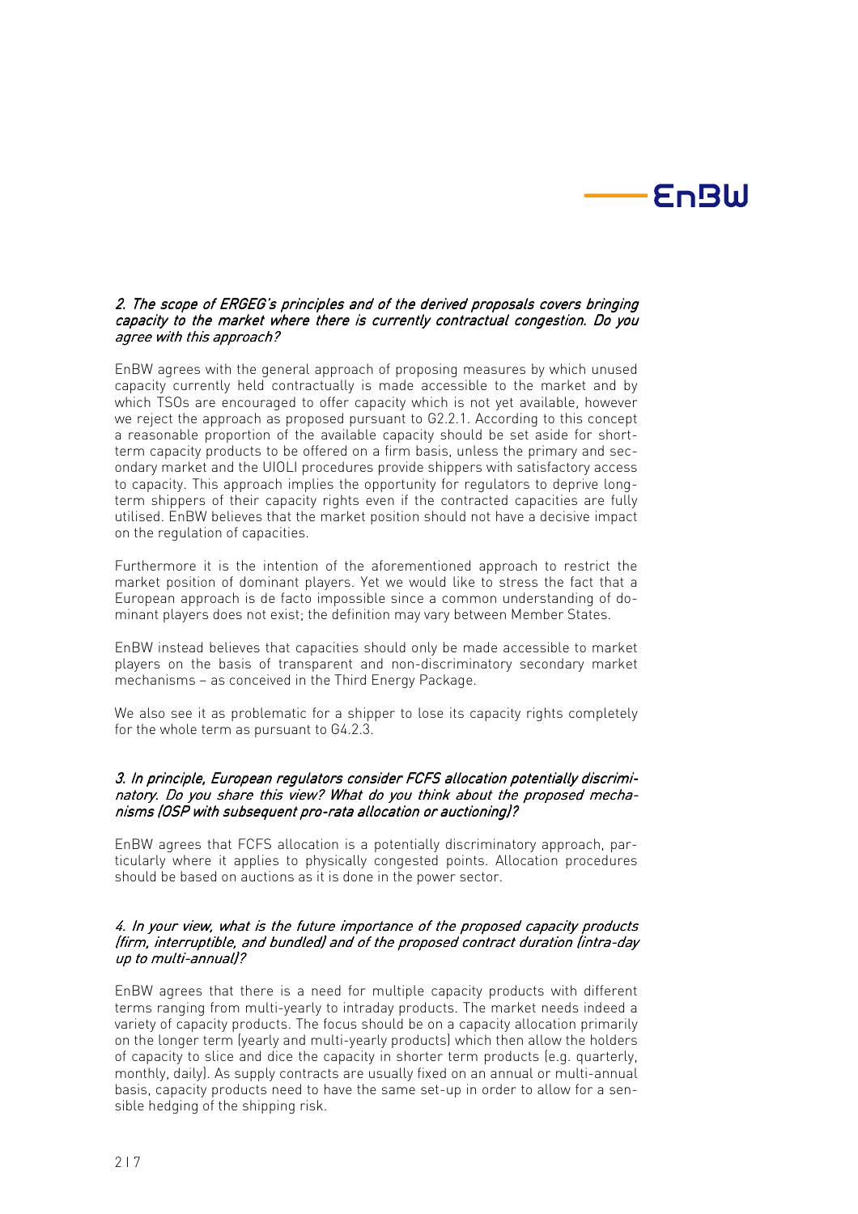***2. The scope of ERGEG's principles and of the derived proposals covers bringing capacity to the market where there is currently contractual congestion. Do you agree with this approach?***

EnBW agrees with the general approach of proposing measures by which unused capacity currently held contractually is made accessible to the market and by which TSOs are encouraged to offer capacity which is not yet available, however we reject the approach as proposed pursuant to G2.2.1. According to this concept a reasonable proportion of the available capacity should be set aside for short-term capacity products to be offered on a firm basis, unless the primary and secondary market and the UIOLI procedures provide shippers with satisfactory access to capacity. This approach implies the opportunity for regulators to deprive long-term shippers of their capacity rights even if the contracted capacities are fully utilised. EnBW believes that the market position should not have a decisive impact on the regulation of capacities.

Furthermore it is the intention of the aforementioned approach to restrict the market position of dominant players. Yet we would like to stress the fact that a European approach is de facto impossible since a common understanding of dominant players does not exist; the definition may vary between Member States.

EnBW instead believes that capacities should only be made accessible to market players on the basis of transparent and non-discriminatory secondary market mechanisms – as conceived in the Third Energy Package.

We also see it as problematic for a shipper to lose its capacity rights completely for the whole term as pursuant to G4.2.3.

***3. In principle, European regulators consider FCFS allocation potentially discriminatory. Do you share this view? What do you think about the proposed mechanisms (OSP with subsequent pro-rata allocation or auctioning)?***

EnBW agrees that FCFS allocation is a potentially discriminatory approach, particularly where it applies to physically congested points. Allocation procedures should be based on auctions as it is done in the power sector.

***4. In your view, what is the future importance of the proposed capacity products (firm, interruptible, and bundled) and of the proposed contract duration (intra-day up to multi-annual)?***

EnBW agrees that there is a need for multiple capacity products with different terms ranging from multi-yearly to intraday products. The market needs indeed a variety of capacity products. The focus should be on a capacity allocation primarily on the longer term (yearly and multi-yearly products) which then allow the holders of capacity to slice and dice the capacity in shorter term products (e.g. quarterly, monthly, daily). As supply contracts are usually fixed on an annual or multi-annual basis, capacity products need to have the same set-up in order to allow for a sensible hedging of the shipping risk.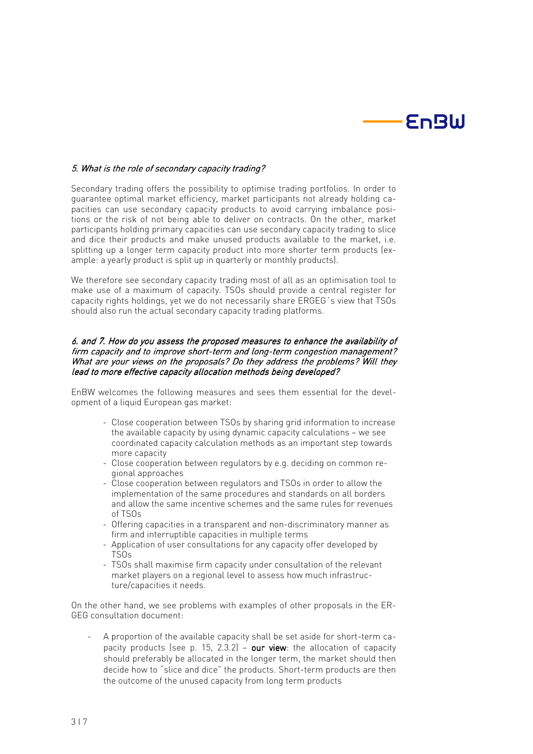*5. What is the role of secondary capacity trading?*

Secondary trading offers the possibility to optimise trading portfolios. In order to guarantee optimal market efficiency, market participants not already holding capacities can use secondary capacity products to avoid carrying imbalance positions or the risk of not being able to deliver on contracts. On the other, market participants holding primary capacities can use secondary capacity trading to slice and dice their products and make unused products available to the market, i.e. splitting up a longer term capacity product into more shorter term products (example: a yearly product is split up in quarterly or monthly products).

We therefore see secondary capacity trading most of all as an optimisation tool to make use of a maximum of capacity. TSOs should provide a central register for capacity rights holdings, yet we do not necessarily share ERGEG´s view that TSOs should also run the actual secondary capacity trading platforms.

*6. and 7. How do you assess the proposed measures to enhance the availability of firm capacity and to improve short-term and long-term congestion management? What are your views on the proposals? Do they address the problems? Will they lead to more effective capacity allocation methods being developed?*

EnBW welcomes the following measures and sees them essential for the development of a liquid European gas market:

- Close cooperation between TSOs by sharing grid information to increase the available capacity by using dynamic capacity calculations – we see coordinated capacity calculation methods as an important step towards more capacity
- Close cooperation between regulators by e.g. deciding on common regional approaches
- Close cooperation between regulators and TSOs in order to allow the implementation of the same procedures and standards on all borders and allow the same incentive schemes and the same rules for revenues of TSOs
- Offering capacities in a transparent and non-discriminatory manner as firm and interruptible capacities in multiple terms
- Application of user consultations for any capacity offer developed by TSOs
- TSOs shall maximise firm capacity under consultation of the relevant market players on a regional level to assess how much infrastructure/capacities it needs.

On the other hand, we see problems with examples of other proposals in the ERGEG consultation document:

- A proportion of the available capacity shall be set aside for short-term capacity products (see p. 15, 2.3.2) – **our view**: the allocation of capacity should preferably be allocated in the longer term, the market should then decide how to "slice and dice" the products. Short-term products are then the outcome of the unused capacity from long term products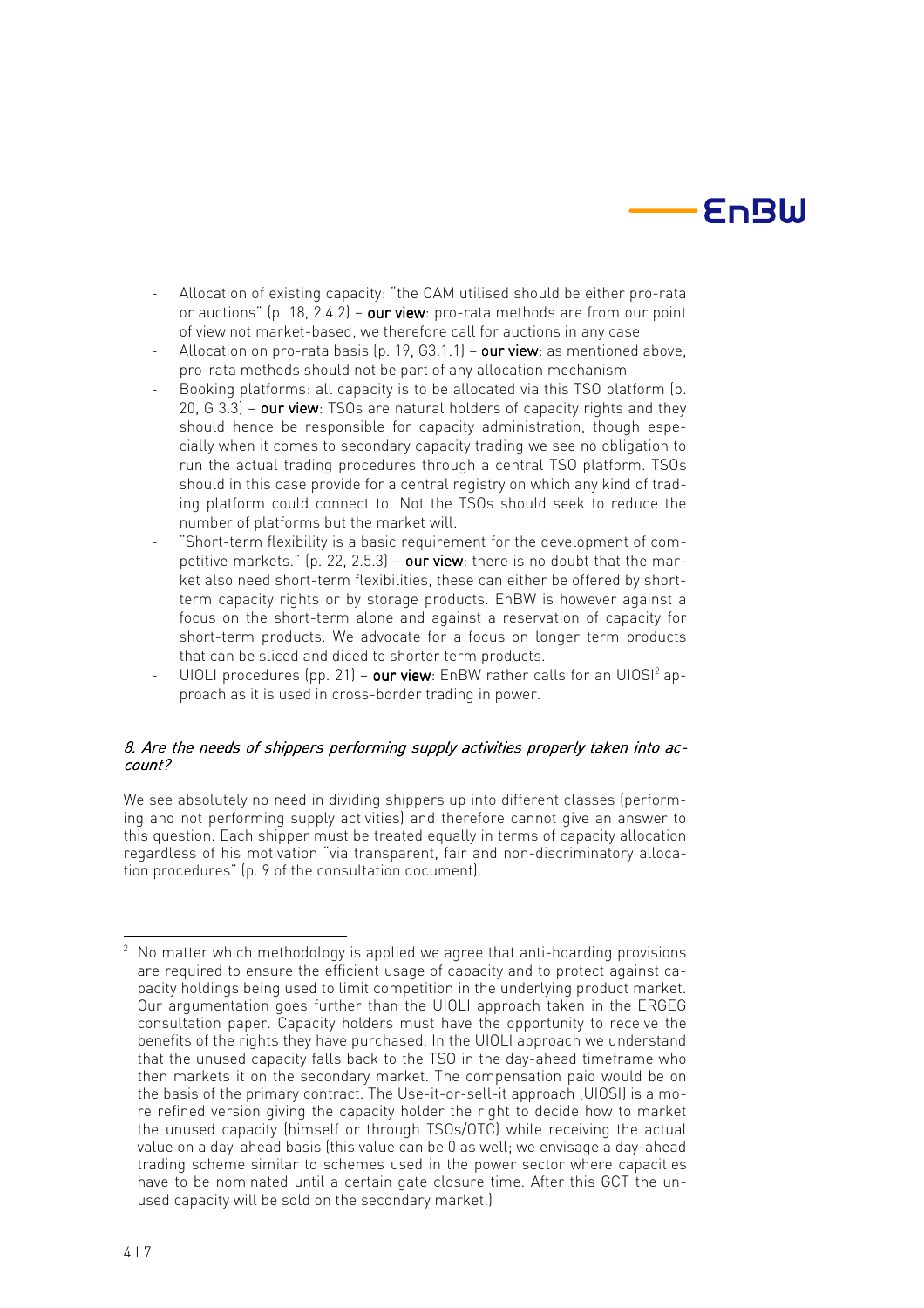- Allocation of existing capacity: "the CAM utilised should be either pro-rata or auctions" (p. 18, 2.4.2) – **our view**: pro-rata methods are from our point of view not market-based, we therefore call for auctions in any case
- Allocation on pro-rata basis (p. 19, G3.1.1) – **our view**: as mentioned above, pro-rata methods should not be part of any allocation mechanism
- Booking platforms: all capacity is to be allocated via this TSO platform (p. 20, G 3.3) – **our view**: TSOs are natural holders of capacity rights and they should hence be responsible for capacity administration, though especially when it comes to secondary capacity trading we see no obligation to run the actual trading procedures through a central TSO platform. TSOs should in this case provide for a central registry on which any kind of trading platform could connect to. Not the TSOs should seek to reduce the number of platforms but the market will.
- "Short-term flexibility is a basic requirement for the development of competitive markets." (p. 22, 2.5.3) – **our view**: there is no doubt that the market also need short-term flexibilities, these can either be offered by short-term capacity rights or by storage products. EnBW is however against a focus on the short-term alone and against a reservation of capacity for short-term products. We advocate for a focus on longer term products that can be sliced and diced to shorter term products.
- UIOLI procedures (pp. 21) – **our view**: EnBW rather calls for an UIOSI[2] approach as it is used in cross-border trading in power.

### *8. Are the needs of shippers performing supply activities properly taken into account?*

We see absolutely no need in dividing shippers up into different classes (performing and not performing supply activities) and therefore cannot give an answer to this question. Each shipper must be treated equally in terms of capacity allocation regardless of his motivation "via transparent, fair and non-discriminatory allocation procedures" (p. 9 of the consultation document).

---

[2] No matter which methodology is applied we agree that anti-hoarding provisions are required to ensure the efficient usage of capacity and to protect against capacity holdings being used to limit competition in the underlying product market. Our argumentation goes further than the UIOLI approach taken in the ERGEG consultation paper. Capacity holders must have the opportunity to receive the benefits of the rights they have purchased. In the UIOLI approach we understand that the unused capacity falls back to the TSO in the day-ahead timeframe who then markets it on the secondary market. The compensation paid would be on the basis of the primary contract. The Use-it-or-sell-it approach (UIOSI) is a more refined version giving the capacity holder the right to decide how to market the unused capacity (himself or through TSOs/OTC) while receiving the actual value on a day-ahead basis (this value can be 0 as well; we envisage a day-ahead trading scheme similar to schemes used in the power sector where capacities have to be nominated until a certain gate closure time. After this GCT the unused capacity will be sold on the secondary market.)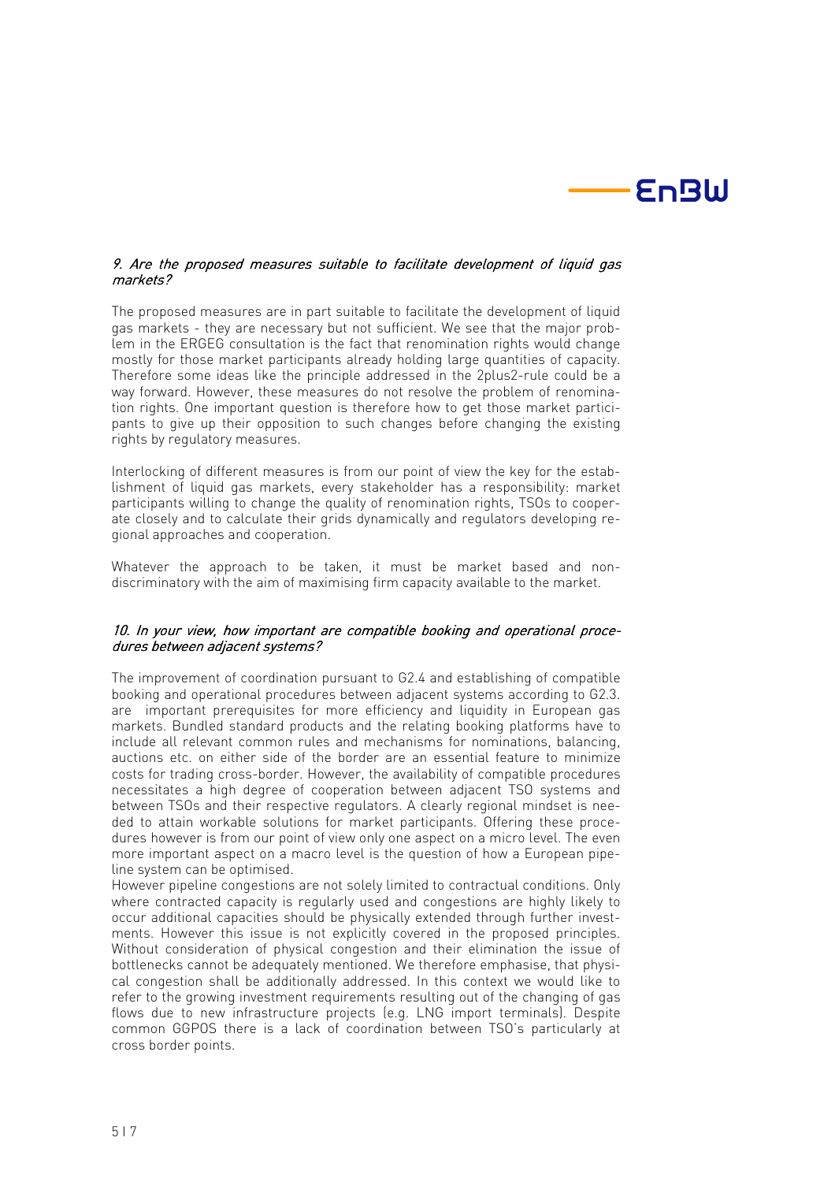*9. Are the proposed measures suitable to facilitate development of liquid gas markets?*

The proposed measures are in part suitable to facilitate the development of liquid gas markets - they are necessary but not sufficient. We see that the major problem in the ERGEG consultation is the fact that renomination rights would change mostly for those market participants already holding large quantities of capacity. Therefore some ideas like the principle addressed in the 2plus2-rule could be a way forward. However, these measures do not resolve the problem of renomination rights. One important question is therefore how to get those market participants to give up their opposition to such changes before changing the existing rights by regulatory measures.

Interlocking of different measures is from our point of view the key for the establishment of liquid gas markets, every stakeholder has a responsibility: market participants willing to change the quality of renomination rights, TSOs to cooperate closely and to calculate their grids dynamically and regulators developing regional approaches and cooperation.

Whatever the approach to be taken, it must be market based and non-discriminatory with the aim of maximising firm capacity available to the market.

*10. In your view, how important are compatible booking and operational procedures between adjacent systems?*

The improvement of coordination pursuant to G2.4 and establishing of compatible booking and operational procedures between adjacent systems according to G2.3. are important prerequisites for more efficiency and liquidity in European gas markets. Bundled standard products and the relating booking platforms have to include all relevant common rules and mechanisms for nominations, balancing, auctions etc. on either side of the border are an essential feature to minimize costs for trading cross-border. However, the availability of compatible procedures necessitates a high degree of cooperation between adjacent TSO systems and between TSOs and their respective regulators. A clearly regional mindset is needed to attain workable solutions for market participants. Offering these procedures however is from our point of view only one aspect on a micro level. The even more important aspect on a macro level is the question of how a European pipeline system can be optimised.
However pipeline congestions are not solely limited to contractual conditions. Only where contracted capacity is regularly used and congestions are highly likely to occur additional capacities should be physically extended through further investments. However this issue is not explicitly covered in the proposed principles. Without consideration of physical congestion and their elimination the issue of bottlenecks cannot be adequately mentioned. We therefore emphasise, that physical congestion shall be additionally addressed. In this context we would like to refer to the growing investment requirements resulting out of the changing of gas flows due to new infrastructure projects (e.g. LNG import terminals). Despite common GGPOS there is a lack of coordination between TSO's particularly at cross border points.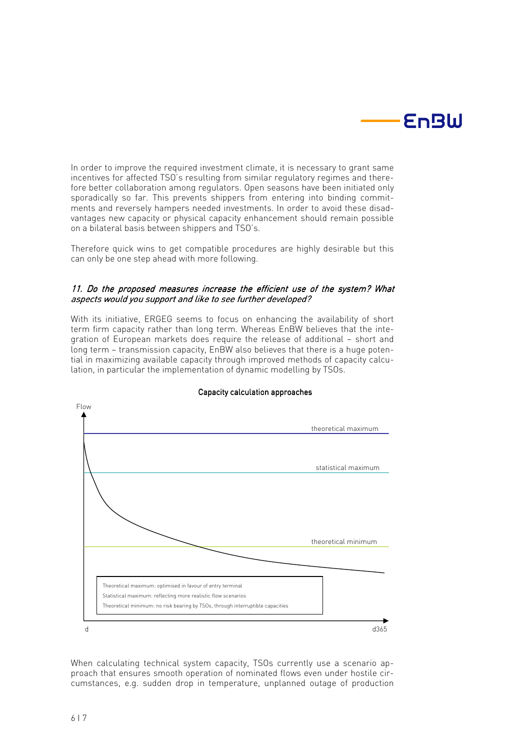In order to improve the required investment climate, it is necessary to grant same incentives for affected TSO's resulting from similar regulatory regimes and therefore better collaboration among regulators. Open seasons have been initiated only sporadically so far. This prevents shippers from entering into binding commitments and reversely hampers needed investments. In order to avoid these disadvantages new capacity or physical capacity enhancement should remain possible on a bilateral basis between shippers and TSO's.

Therefore quick wins to get compatible procedures are highly desirable but this can only be one step ahead with more following.

### *11. Do the proposed measures increase the efficient use of the system? What aspects would you support and like to see further developed?*

With its initiative, ERGEG seems to focus on enhancing the availability of short term firm capacity rather than long term. Whereas EnBW believes that the integration of European markets does require the release of additional – short and long term – transmission capacity, EnBW also believes that there is a huge potential in maximizing available capacity through improved methods of capacity calculation, in particular the implementation of dynamic modelling by TSOs.

**Capacity calculation approaches**

Flow

theoretical maximum

statistical maximum

theoretical minimum

Theoretical maximum: optimised in favour of entry terminal
Statistical maximum: reflecting more realistic flow scenarios
Theoretical minimum: no risk bearing by TSOs, through interruptible capacities

d — d365

When calculating technical system capacity, TSOs currently use a scenario approach that ensures smooth operation of nominated flows even under hostile circumstances, e.g. sudden drop in temperature, unplanned outage of production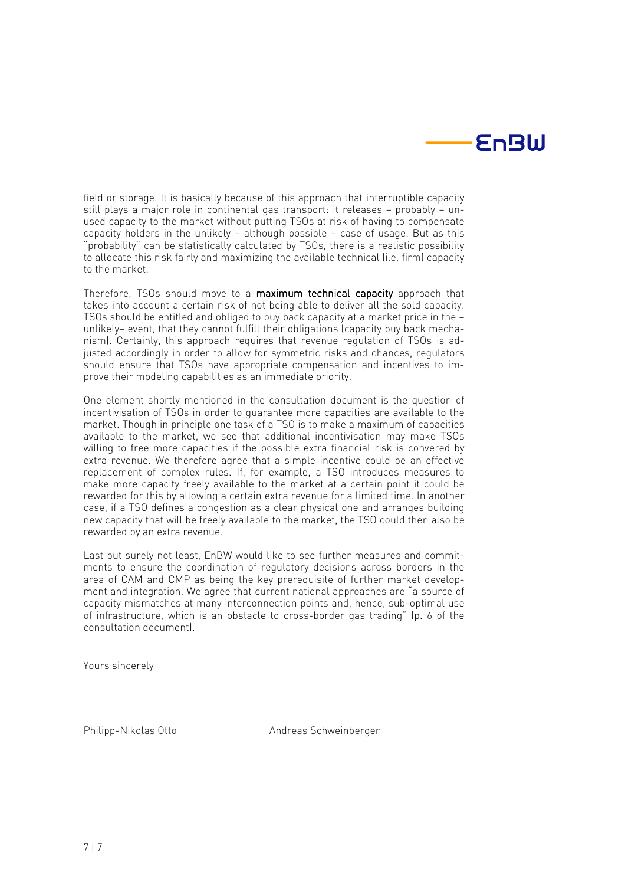field or storage. It is basically because of this approach that interruptible capacity still plays a major role in continental gas transport: it releases – probably – unused capacity to the market without putting TSOs at risk of having to compensate capacity holders in the unlikely – although possible – case of usage. But as this "probability" can be statistically calculated by TSOs, there is a realistic possibility to allocate this risk fairly and maximizing the available technical (i.e. firm) capacity to the market.

Therefore, TSOs should move to a **maximum technical capacity** approach that takes into account a certain risk of not being able to deliver all the sold capacity. TSOs should be entitled and obliged to buy back capacity at a market price in the – unlikely– event, that they cannot fulfill their obligations (capacity buy back mechanism). Certainly, this approach requires that revenue regulation of TSOs is adjusted accordingly in order to allow for symmetric risks and chances, regulators should ensure that TSOs have appropriate compensation and incentives to improve their modeling capabilities as an immediate priority.

One element shortly mentioned in the consultation document is the question of incentivisation of TSOs in order to guarantee more capacities are available to the market. Though in principle one task of a TSO is to make a maximum of capacities available to the market, we see that additional incentivisation may make TSOs willing to free more capacities if the possible extra financial risk is convered by extra revenue. We therefore agree that a simple incentive could be an effective replacement of complex rules. If, for example, a TSO introduces measures to make more capacity freely available to the market at a certain point it could be rewarded for this by allowing a certain extra revenue for a limited time. In another case, if a TSO defines a congestion as a clear physical one and arranges building new capacity that will be freely available to the market, the TSO could then also be rewarded by an extra revenue.

Last but surely not least, EnBW would like to see further measures and commitments to ensure the coordination of regulatory decisions across borders in the area of CAM and CMP as being the key prerequisite of further market development and integration. We agree that current national approaches are "a source of capacity mismatches at many interconnection points and, hence, sub-optimal use of infrastructure, which is an obstacle to cross-border gas trading" (p. 6 of the consultation document).

Yours sincerely

Philipp-Nikolas Otto　　　　Andreas Schweinberger